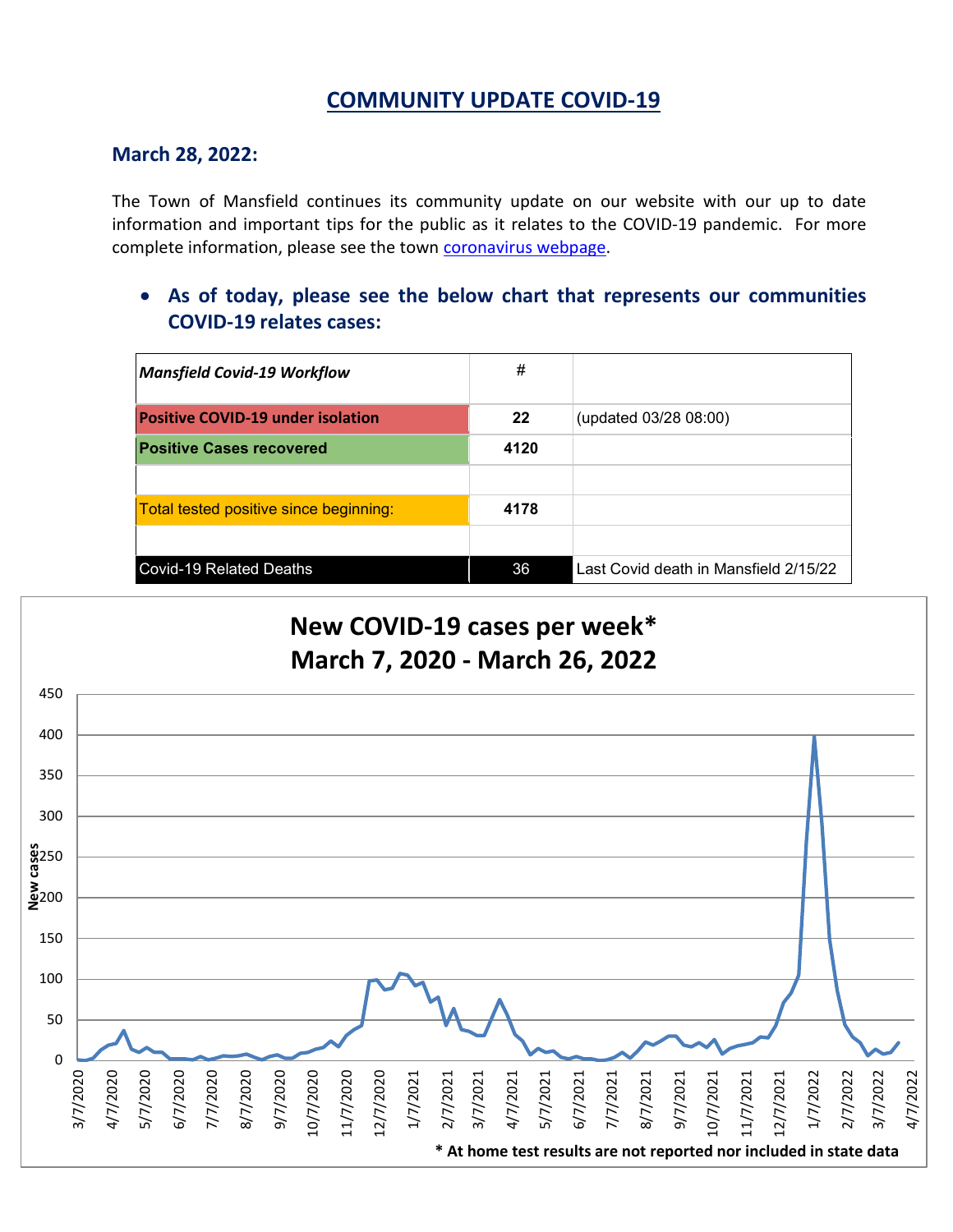# COMMUNITY UPDATE COVID-19

## March 28, 2022:

The Town of Mansfield continues its community update on our website with our up to date information and important tips for the public as it relates to the COVID-19 pandemic. For more complete information, please see the town [coronavirus webpage](coronavirus webpage).

- **As of today, please see the below chart that represents our communities COVID-19 relates cases:**

| ***Mansfield Covid-19 Workflow*** | # | |
|---|---|---|
| **Positive COVID-19 under isolation** | **22** | (updated 03/28 08:00) |
| **Positive Cases recovered** | **4120** | |
| | | |
| Total tested positive since beginning: | **4178** | |
| | | |
| Covid-19 Related Deaths | 36 | Last Covid death in Mansfield 2/15/22 |

**New COVID-19 cases per week***
**March 7, 2020 - March 26, 2022**

**\* At home test results are not reported nor included in state data**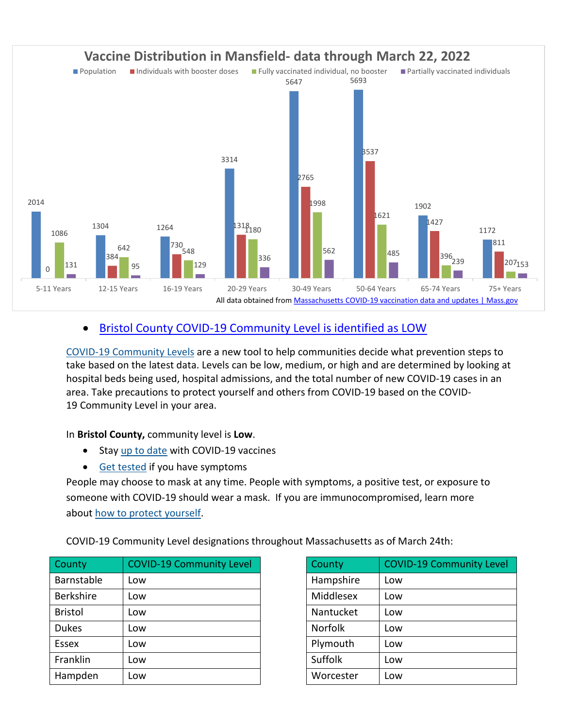## Vaccine Distribution in Mansfield- data through March 22, 2022

| Age Group | Population | Individuals with booster doses | Fully vaccinated individual, no booster | Partially vaccinated individuals |
|---|---|---|---|---|
| 5-11 Years | 2014 | 0 | 1086 | 131 |
| 12-15 Years | 1304 | 384 | 642 | 95 |
| 16-19 Years | 1264 | 730 | 548 | 129 |
| 20-29 Years | 3314 | 1318 | 1180 | 336 |
| 30-49 Years | 5647 | 2765 | 1998 | 562 |
| 50-64 Years | 5693 | 3537 | 1621 | 485 |
| 65-74 Years | 1902 | 1427 | 396 | 239 |
| 75+ Years | 1172 | 811 | 207 | 153 |

All data obtained from Massachusetts COVID-19 vaccination data and updates | Mass.gov

- Bristol County COVID-19 Community Level is identified as LOW

COVID-19 Community Levels are a new tool to help communities decide what prevention steps to take based on the latest data. Levels can be low, medium, or high and are determined by looking at hospital beds being used, hospital admissions, and the total number of new COVID-19 cases in an area. Take precautions to protect yourself and others from COVID-19 based on the COVID-19 Community Level in your area.

In **Bristol County,** community level is **Low**.

- Stay up to date with COVID-19 vaccines
- Get tested if you have symptoms

People may choose to mask at any time. People with symptoms, a positive test, or exposure to someone with COVID-19 should wear a mask. If you are immunocompromised, learn more about how to protect yourself.

COVID-19 Community Level designations throughout Massachusetts as of March 24th:

| County | COVID-19 Community Level |
|---|---|
| Barnstable | Low |
| Berkshire | Low |
| Bristol | Low |
| Dukes | Low |
| Essex | Low |
| Franklin | Low |
| Hampden | Low |

| County | COVID-19 Community Level |
|---|---|
| Hampshire | Low |
| Middlesex | Low |
| Nantucket | Low |
| Norfolk | Low |
| Plymouth | Low |
| Suffolk | Low |
| Worcester | Low |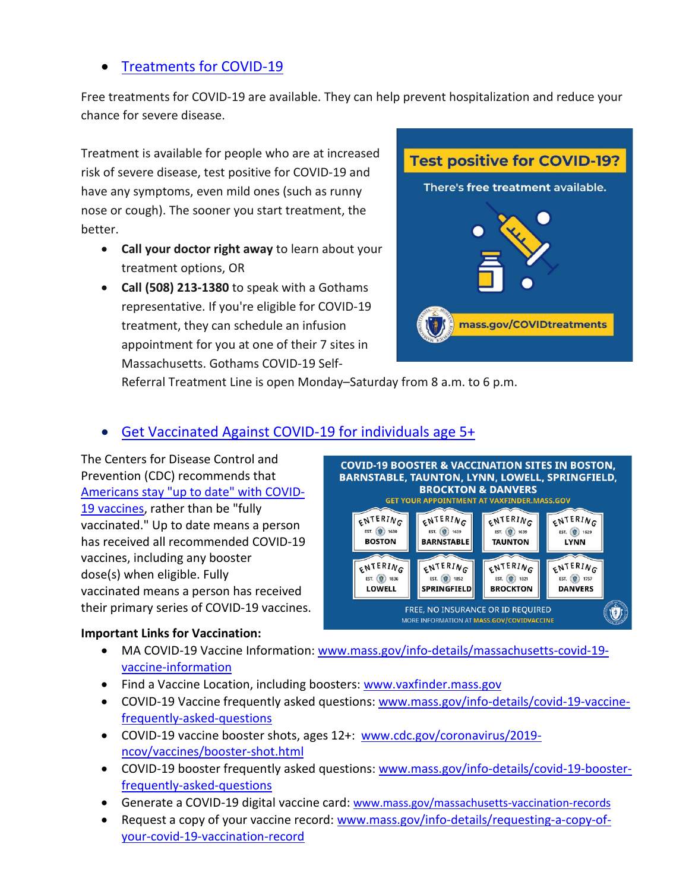- [Treatments for COVID-19]()

Free treatments for COVID-19 are available. They can help prevent hospitalization and reduce your chance for severe disease.

Treatment is available for people who are at increased risk of severe disease, test positive for COVID-19 and have any symptoms, even mild ones (such as runny nose or cough). The sooner you start treatment, the better.

- **Call your doctor right away** to learn about your treatment options, OR
- **Call (508) 213-1380** to speak with a Gothams representative. If you're eligible for COVID-19 treatment, they can schedule an infusion appointment for you at one of their 7 sites in Massachusetts. Gothams COVID-19 Self-Referral Treatment Line is open Monday–Saturday from 8 a.m. to 6 p.m.

**Test positive for COVID-19?**

There's **free treatment** available.

mass.gov/COVIDtreatments

- [Get Vaccinated Against COVID-19 for individuals age 5+]()

The Centers for Disease Control and Prevention (CDC) recommends that [Americans stay "up to date" with COVID-19 vaccines](), rather than be "fully vaccinated." Up to date means a person has received all recommended COVID-19 vaccines, including any booster dose(s) when eligible. Fully vaccinated means a person has received their primary series of COVID-19 vaccines.

**COVID-19 BOOSTER & VACCINATION SITES IN BOSTON, BARNSTABLE, TAUNTON, LYNN, LOWELL, SPRINGFIELD, BROCKTON & DANVERS**

GET YOUR APPOINTMENT AT VAXFINDER.MASS.GOV

ENTERING BOSTON EST. 1630 | ENTERING BARNSTABLE EST. 1639 | ENTERING TAUNTON EST. 1639 | ENTERING LYNN EST. 1629 | ENTERING LOWELL EST. 1836 | ENTERING SPRINGFIELD EST. 1852 | ENTERING BROCKTON EST. 1821 | ENTERING DANVERS EST. 1757

FREE, NO INSURANCE OR ID REQUIRED

MORE INFORMATION AT MASS.GOV/COVIDVACCINE

**Important Links for Vaccination:**

- MA COVID-19 Vaccine Information: [www.mass.gov/info-details/massachusetts-covid-19-vaccine-information]()
- Find a Vaccine Location, including boosters: [www.vaxfinder.mass.gov]()
- COVID-19 Vaccine frequently asked questions: [www.mass.gov/info-details/covid-19-vaccine-frequently-asked-questions]()
- COVID-19 vaccine booster shots, ages 12+: [www.cdc.gov/coronavirus/2019-ncov/vaccines/booster-shot.html]()
- COVID-19 booster frequently asked questions: [www.mass.gov/info-details/covid-19-booster-frequently-asked-questions]()
- Generate a COVID-19 digital vaccine card: [www.mass.gov/massachusetts-vaccination-records]()
- Request a copy of your vaccine record: [www.mass.gov/info-details/requesting-a-copy-of-your-covid-19-vaccination-record]()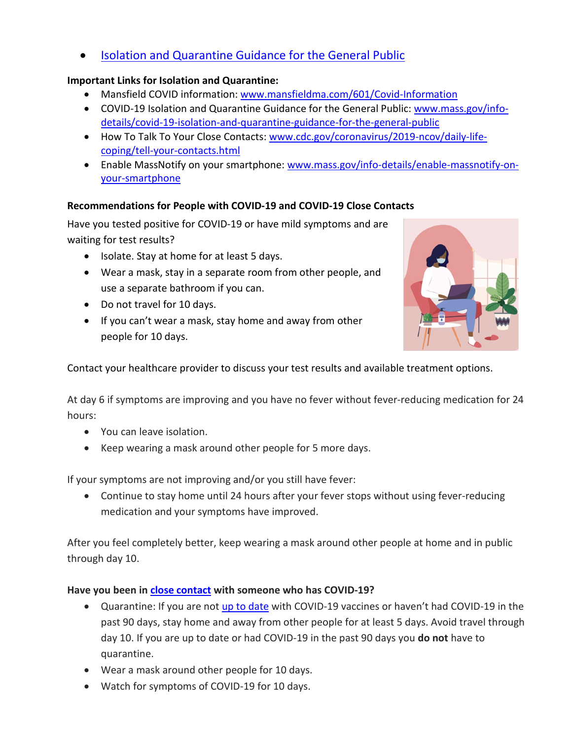- [Isolation and Quarantine Guidance for the General Public]()

**Important Links for Isolation and Quarantine:**

- Mansfield COVID information: [www.mansfieldma.com/601/Covid-Information](www.mansfieldma.com/601/Covid-Information)
- COVID-19 Isolation and Quarantine Guidance for the General Public: [www.mass.gov/info-details/covid-19-isolation-and-quarantine-guidance-for-the-general-public](www.mass.gov/info-details/covid-19-isolation-and-quarantine-guidance-for-the-general-public)
- How To Talk To Your Close Contacts: [www.cdc.gov/coronavirus/2019-ncov/daily-life-coping/tell-your-contacts.html](www.cdc.gov/coronavirus/2019-ncov/daily-life-coping/tell-your-contacts.html)
- Enable MassNotify on your smartphone: [www.mass.gov/info-details/enable-massnotify-on-your-smartphone](www.mass.gov/info-details/enable-massnotify-on-your-smartphone)

**Recommendations for People with COVID-19 and COVID-19 Close Contacts**

Have you tested positive for COVID-19 or have mild symptoms and are waiting for test results?

- Isolate. Stay at home for at least 5 days.
- Wear a mask, stay in a separate room from other people, and use a separate bathroom if you can.
- Do not travel for 10 days.
- If you can't wear a mask, stay home and away from other people for 10 days.

Contact your healthcare provider to discuss your test results and available treatment options.

At day 6 if symptoms are improving and you have no fever without fever-reducing medication for 24 hours:

- You can leave isolation.
- Keep wearing a mask around other people for 5 more days.

If your symptoms are not improving and/or you still have fever:

- Continue to stay home until 24 hours after your fever stops without using fever-reducing medication and your symptoms have improved.

After you feel completely better, keep wearing a mask around other people at home and in public through day 10.

**Have you been in [close contact]() with someone who has COVID-19?**

- Quarantine: If you are not [up to date]() with COVID-19 vaccines or haven't had COVID-19 in the past 90 days, stay home and away from other people for at least 5 days. Avoid travel through day 10. If you are up to date or had COVID-19 in the past 90 days you **do not** have to quarantine.
- Wear a mask around other people for 10 days.
- Watch for symptoms of COVID-19 for 10 days.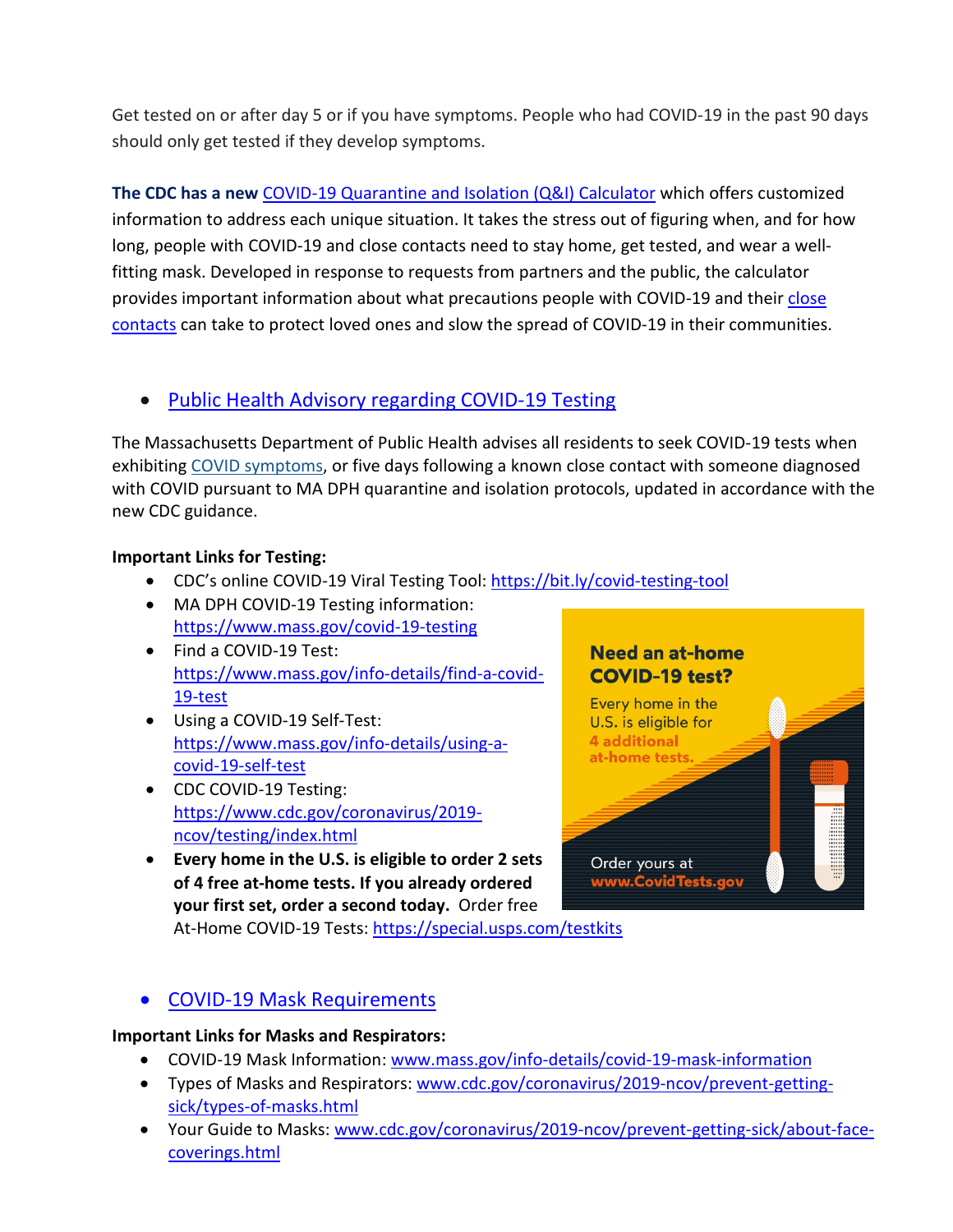Get tested on or after day 5 or if you have symptoms. People who had COVID-19 in the past 90 days should only get tested if they develop symptoms.

**The CDC has a new** [COVID-19 Quarantine and Isolation (Q&I) Calculator]() which offers customized information to address each unique situation. It takes the stress out of figuring when, and for how long, people with COVID-19 and close contacts need to stay home, get tested, and wear a well-fitting mask. Developed in response to requests from partners and the public, the calculator provides important information about what precautions people with COVID-19 and their [close contacts]() can take to protect loved ones and slow the spread of COVID-19 in their communities.

- [Public Health Advisory regarding COVID-19 Testing]()

The Massachusetts Department of Public Health advises all residents to seek COVID-19 tests when exhibiting [COVID symptoms](), or five days following a known close contact with someone diagnosed with COVID pursuant to MA DPH quarantine and isolation protocols, updated in accordance with the new CDC guidance.

**Important Links for Testing:**

- CDC's online COVID-19 Viral Testing Tool: https://bit.ly/covid-testing-tool
- MA DPH COVID-19 Testing information: https://www.mass.gov/covid-19-testing
- Find a COVID-19 Test: https://www.mass.gov/info-details/find-a-covid-19-test
- Using a COVID-19 Self-Test: https://www.mass.gov/info-details/using-a-covid-19-self-test
- CDC COVID-19 Testing: https://www.cdc.gov/coronavirus/2019-ncov/testing/index.html
- **Every home in the U.S. is eligible to order 2 sets of 4 free at-home tests. If you already ordered your first set, order a second today.** Order free At-Home COVID-19 Tests: https://special.usps.com/testkits

**Need an at-home COVID-19 test?**

Every home in the U.S. is eligible for **4 additional at-home tests.**

Order yours at **www.CovidTests.gov**

- [COVID-19 Mask Requirements]()

**Important Links for Masks and Respirators:**

- COVID-19 Mask Information: www.mass.gov/info-details/covid-19-mask-information
- Types of Masks and Respirators: www.cdc.gov/coronavirus/2019-ncov/prevent-getting-sick/types-of-masks.html
- Your Guide to Masks: www.cdc.gov/coronavirus/2019-ncov/prevent-getting-sick/about-face-coverings.html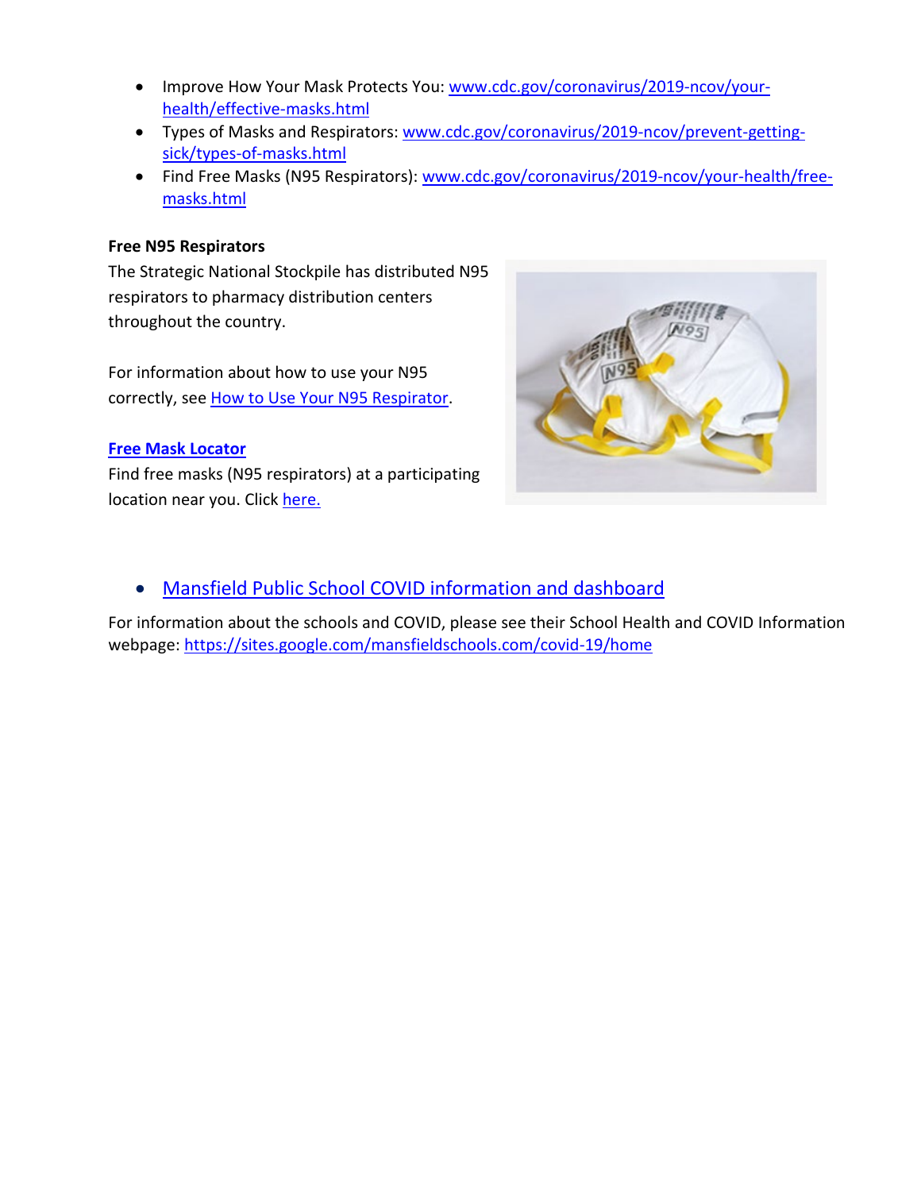- Improve How Your Mask Protects You: [www.cdc.gov/coronavirus/2019-ncov/your-health/effective-masks.html](www.cdc.gov/coronavirus/2019-ncov/your-health/effective-masks.html)
- Types of Masks and Respirators: [www.cdc.gov/coronavirus/2019-ncov/prevent-getting-sick/types-of-masks.html](www.cdc.gov/coronavirus/2019-ncov/prevent-getting-sick/types-of-masks.html)
- Find Free Masks (N95 Respirators): [www.cdc.gov/coronavirus/2019-ncov/your-health/free-masks.html](www.cdc.gov/coronavirus/2019-ncov/your-health/free-masks.html)

**Free N95 Respirators**

The Strategic National Stockpile has distributed N95 respirators to pharmacy distribution centers throughout the country.

For information about how to use your N95 correctly, see How to Use Your N95 Respirator.

**Free Mask Locator**

Find free masks (N95 respirators) at a participating location near you. Click here.

- Mansfield Public School COVID information and dashboard

For information about the schools and COVID, please see their School Health and COVID Information webpage: [https://sites.google.com/mansfieldschools.com/covid-19/home](https://sites.google.com/mansfieldschools.com/covid-19/home)